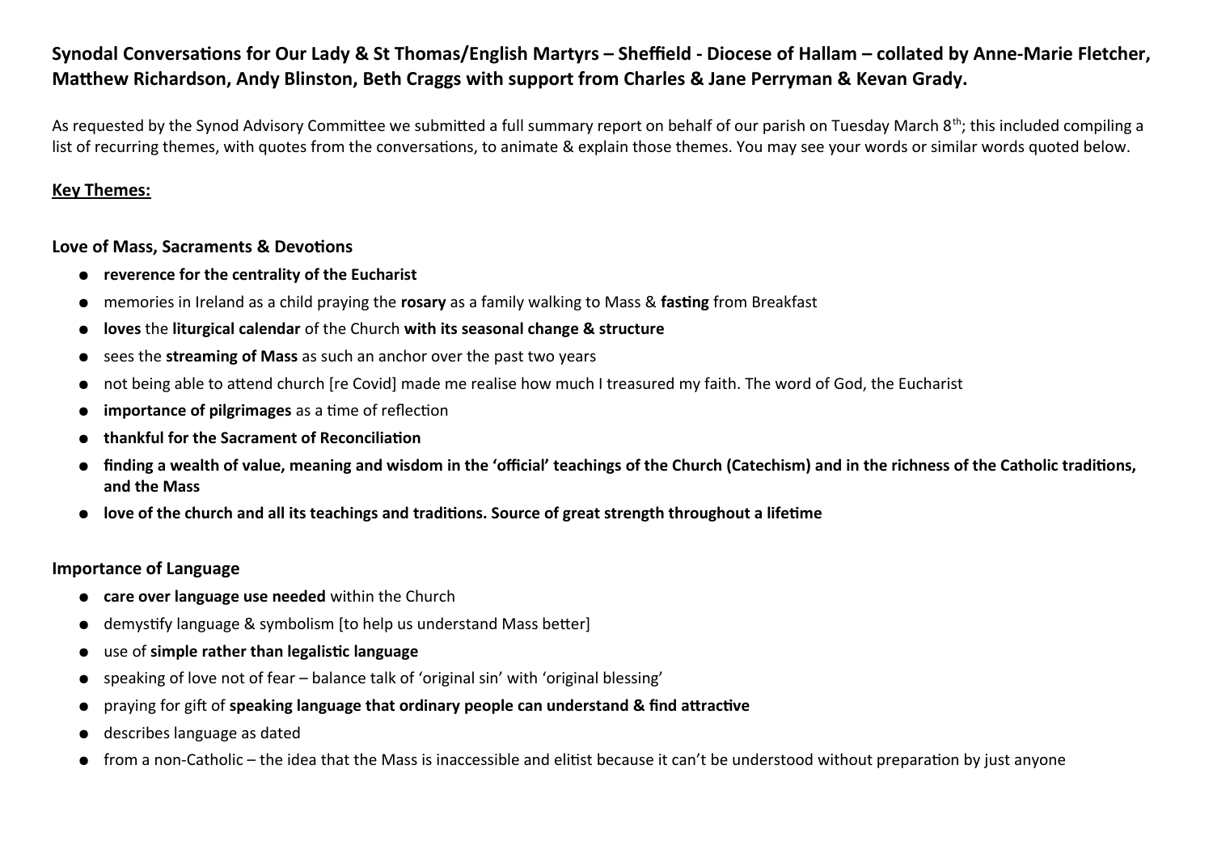**Synodal Conversations for Our Lady & St Thomas/English Martyrs – Sheffield - Diocese of Hallam – collated by Anne-Marie Fletcher, Matthew Richardson, Andy Blinston, Beth Craggs with support from Charles & Jane Perryman & Kevan Grady.**

As requested by the Synod Advisory Committee we submitted a full summary report on behalf of our parish on Tuesday March 8th; this included compiling a list of recurring themes, with quotes from the conversations, to animate & explain those themes. You may see your words or similar words quoted below.

**Key Themes:**

### Love of Mass, Sacraments & Devotions

- **reverence for the centrality of the Eucharist**
- memories in Ireland as a child praying the **rosary** as a family walking to Mass & **fasting** from Breakfast
- **loves** the **liturgical calendar** of the Church **with its seasonal change & structure**
- sees the **streaming of Mass** as such an anchor over the past two years
- not being able to attend church [re Covid] made me realise how much I treasured my faith. The word of God, the Eucharist
- **importance of pilgrimages** as a time of reflection
- **thankful for the Sacrament of Reconciliation**
- **finding a wealth of value, meaning and wisdom in the 'official' teachings of the Church (Catechism) and in the richness of the Catholic traditions, and the Mass**
- **love of the church and all its teachings and traditions. Source of great strength throughout a lifetime**

### Importance of Language

- **care over language use needed** within the Church
- demystify language & symbolism [to help us understand Mass better]
- use of **simple rather than legalistic language**
- speaking of love not of fear – balance talk of 'original sin' with 'original blessing'
- praying for gift of **speaking language that ordinary people can understand & find attractive**
- describes language as dated
- from a non-Catholic – the idea that the Mass is inaccessible and elitist because it can't be understood without preparation by just anyone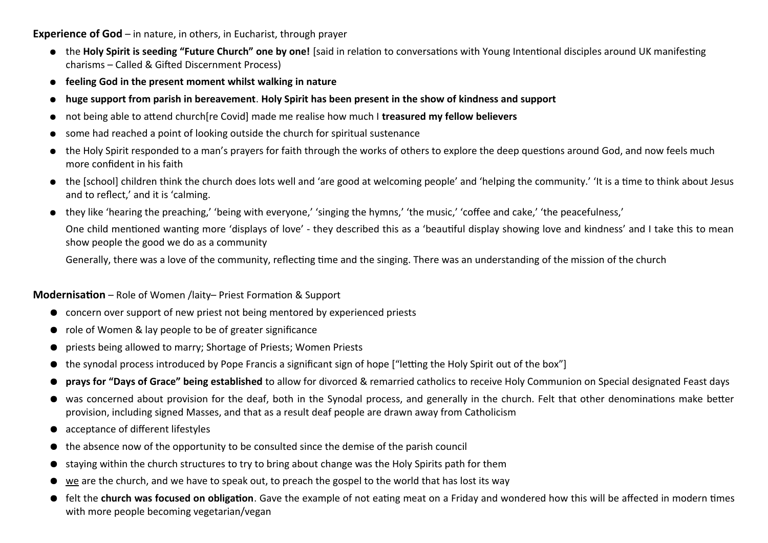**Experience of God** – in nature, in others, in Eucharist, through prayer

- the **Holy Spirit is seeding "Future Church" one by one!** [said in relation to conversations with Young Intentional disciples around UK manifesting charisms – Called & Gifted Discernment Process)
- **feeling God in the present moment whilst walking in nature**
- **huge support from parish in bereavement**. **Holy Spirit has been present in the show of kindness and support**
- not being able to attend church[re Covid] made me realise how much I **treasured my fellow believers**
- some had reached a point of looking outside the church for spiritual sustenance
- the Holy Spirit responded to a man's prayers for faith through the works of others to explore the deep questions around God, and now feels much more confident in his faith
- the [school] children think the church does lots well and 'are good at welcoming people' and 'helping the community.' 'It is a time to think about Jesus and to reflect,' and it is 'calming.
- they like 'hearing the preaching,' 'being with everyone,' 'singing the hymns,' 'the music,' 'coffee and cake,' 'the peacefulness,'

  One child mentioned wanting more 'displays of love' - they described this as a 'beautiful display showing love and kindness' and I take this to mean show people the good we do as a community

  Generally, there was a love of the community, reflecting time and the singing. There was an understanding of the mission of the church

**Modernisation** – Role of Women /laity– Priest Formation & Support

- concern over support of new priest not being mentored by experienced priests
- role of Women & lay people to be of greater significance
- priests being allowed to marry; Shortage of Priests; Women Priests
- the synodal process introduced by Pope Francis a significant sign of hope ["letting the Holy Spirit out of the box"]
- **prays for "Days of Grace" being established** to allow for divorced & remarried catholics to receive Holy Communion on Special designated Feast days
- was concerned about provision for the deaf, both in the Synodal process, and generally in the church. Felt that other denominations make better provision, including signed Masses, and that as a result deaf people are drawn away from Catholicism
- acceptance of different lifestyles
- the absence now of the opportunity to be consulted since the demise of the parish council
- staying within the church structures to try to bring about change was the Holy Spirits path for them
- <u>we</u> are the church, and we have to speak out, to preach the gospel to the world that has lost its way
- felt the **church was focused on obligation**. Gave the example of not eating meat on a Friday and wondered how this will be affected in modern times with more people becoming vegetarian/vegan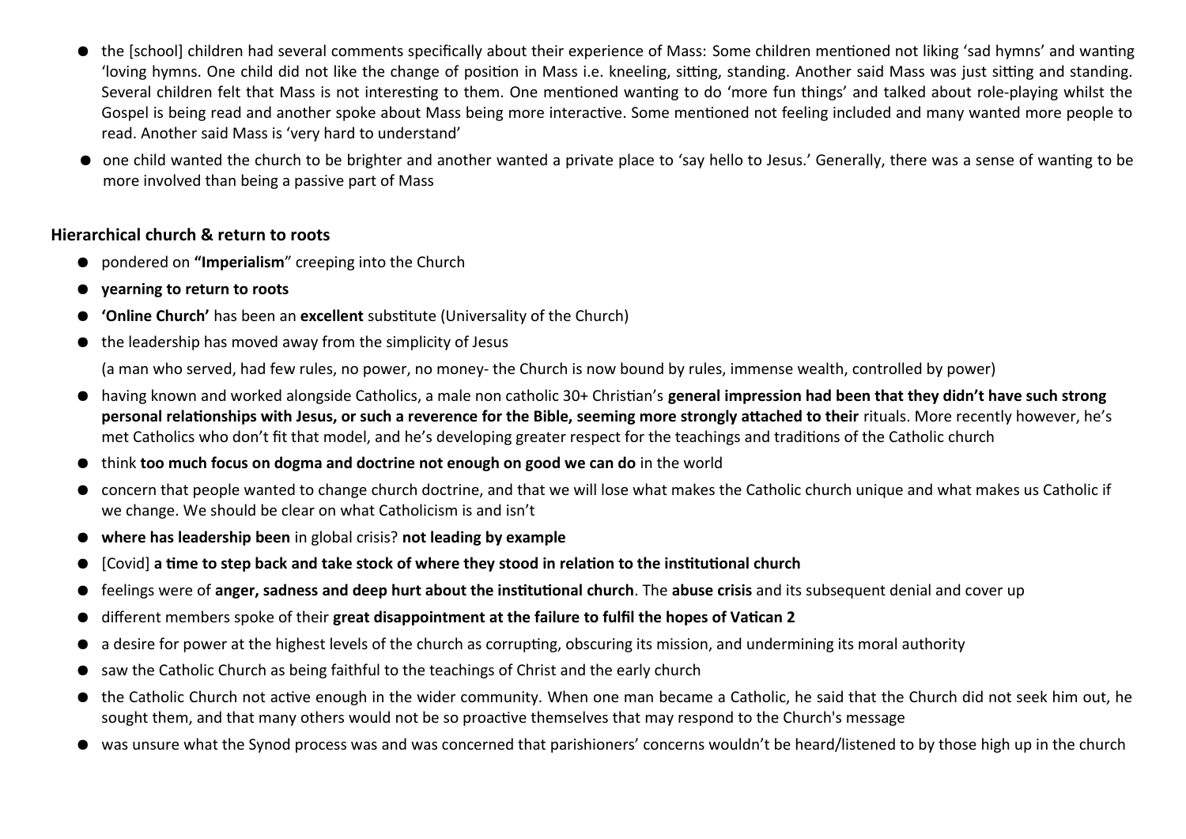- the [school] children had several comments specifically about their experience of Mass: Some children mentioned not liking 'sad hymns' and wanting 'loving hymns. One child did not like the change of position in Mass i.e. kneeling, sitting, standing. Another said Mass was just sitting and standing. Several children felt that Mass is not interesting to them. One mentioned wanting to do 'more fun things' and talked about role-playing whilst the Gospel is being read and another spoke about Mass being more interactive. Some mentioned not feeling included and many wanted more people to read. Another said Mass is 'very hard to understand'
- one child wanted the church to be brighter and another wanted a private place to 'say hello to Jesus.' Generally, there was a sense of wanting to be more involved than being a passive part of Mass

### Hierarchical church & return to roots

- pondered on **"Imperialism"** creeping into the Church
- **yearning to return to roots**
- **'Online Church'** has been an **excellent** substitute (Universality of the Church)
- the leadership has moved away from the simplicity of Jesus

  (a man who served, had few rules, no power, no money- the Church is now bound by rules, immense wealth, controlled by power)
- having known and worked alongside Catholics, a male non catholic 30+ Christian's **general impression had been that they didn't have such strong personal relationships with Jesus, or such a reverence for the Bible, seeming more strongly attached to their** rituals. More recently however, he's met Catholics who don't fit that model, and he's developing greater respect for the teachings and traditions of the Catholic church
- think **too much focus on dogma and doctrine not enough on good we can do** in the world
- concern that people wanted to change church doctrine, and that we will lose what makes the Catholic church unique and what makes us Catholic if we change. We should be clear on what Catholicism is and isn't
- **where has leadership been** in global crisis? **not leading by example**
- [Covid] **a time to step back and take stock of where they stood in relation to the institutional church**
- feelings were of **anger, sadness and deep hurt about the institutional church**. The **abuse crisis** and its subsequent denial and cover up
- different members spoke of their **great disappointment at the failure to fulfil the hopes of Vatican 2**
- a desire for power at the highest levels of the church as corrupting, obscuring its mission, and undermining its moral authority
- saw the Catholic Church as being faithful to the teachings of Christ and the early church
- the Catholic Church not active enough in the wider community. When one man became a Catholic, he said that the Church did not seek him out, he sought them, and that many others would not be so proactive themselves that may respond to the Church's message
- was unsure what the Synod process was and was concerned that parishioners' concerns wouldn't be heard/listened to by those high up in the church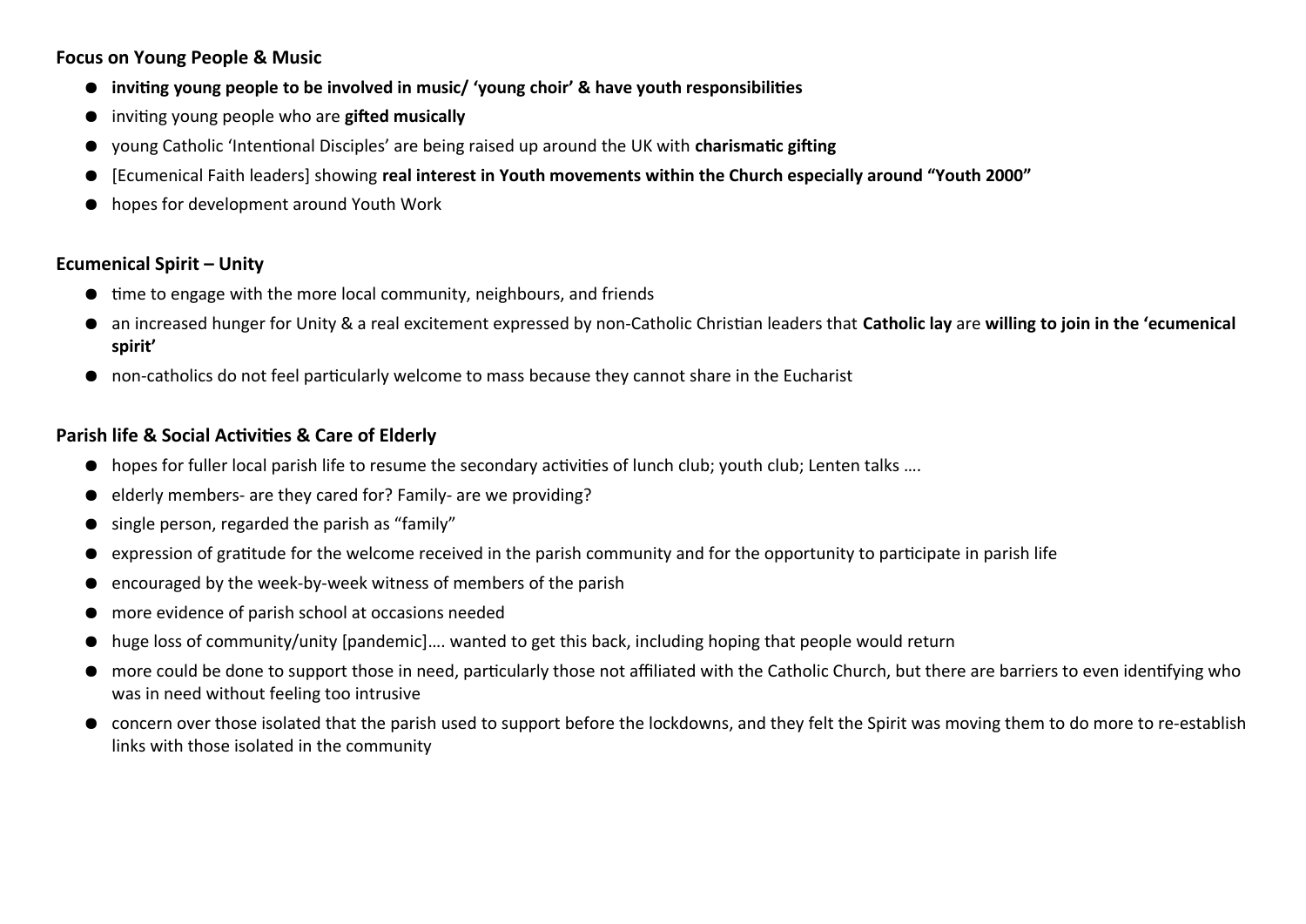**Focus on Young People & Music**

- **inviting young people to be involved in music/ 'young choir' & have youth responsibilities**
- inviting young people who are **gifted musically**
- young Catholic 'Intentional Disciples' are being raised up around the UK with **charismatic gifting**
- [Ecumenical Faith leaders] showing **real interest in Youth movements within the Church especially around "Youth 2000"**
- hopes for development around Youth Work

**Ecumenical Spirit – Unity**

- time to engage with the more local community, neighbours, and friends
- an increased hunger for Unity & a real excitement expressed by non-Catholic Christian leaders that **Catholic lay** are **willing to join in the 'ecumenical spirit'**
- non-catholics do not feel particularly welcome to mass because they cannot share in the Eucharist

**Parish life & Social Activities & Care of Elderly**

- hopes for fuller local parish life to resume the secondary activities of lunch club; youth club; Lenten talks ….
- elderly members- are they cared for? Family- are we providing?
- single person, regarded the parish as "family"
- expression of gratitude for the welcome received in the parish community and for the opportunity to participate in parish life
- encouraged by the week-by-week witness of members of the parish
- more evidence of parish school at occasions needed
- huge loss of community/unity [pandemic]…. wanted to get this back, including hoping that people would return
- more could be done to support those in need, particularly those not affiliated with the Catholic Church, but there are barriers to even identifying who was in need without feeling too intrusive
- concern over those isolated that the parish used to support before the lockdowns, and they felt the Spirit was moving them to do more to re-establish links with those isolated in the community